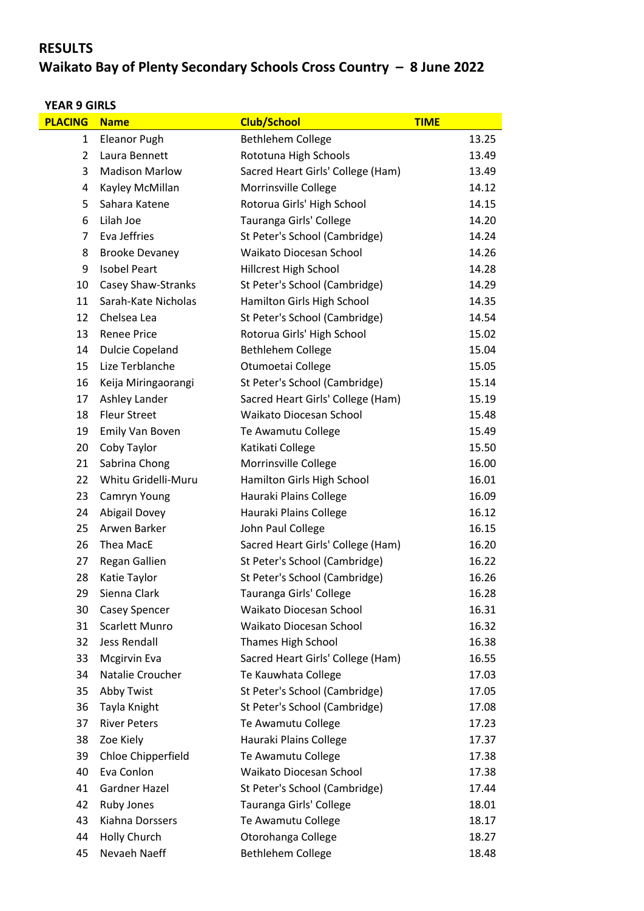# RESULTS

## Waikato Bay of Plenty Secondary Schools Cross Country – 8 June 2022

### YEAR 9 GIRLS

| PLACING | Name | Club/School | TIME |
|---|---|---|---|
| 1 | Eleanor Pugh | Bethlehem College | 13.25 |
| 2 | Laura Bennett | Rototuna High Schools | 13.49 |
| 3 | Madison Marlow | Sacred Heart Girls' College (Ham) | 13.49 |
| 4 | Kayley McMillan | Morrinsville College | 14.12 |
| 5 | Sahara Katene | Rotorua Girls' High School | 14.15 |
| 6 | Lilah Joe | Tauranga Girls' College | 14.20 |
| 7 | Eva Jeffries | St Peter's School (Cambridge) | 14.24 |
| 8 | Brooke Devaney | Waikato Diocesan School | 14.26 |
| 9 | Isobel Peart | Hillcrest High School | 14.28 |
| 10 | Casey Shaw-Stranks | St Peter's School (Cambridge) | 14.29 |
| 11 | Sarah-Kate Nicholas | Hamilton Girls High School | 14.35 |
| 12 | Chelsea Lea | St Peter's School (Cambridge) | 14.54 |
| 13 | Renee Price | Rotorua Girls' High School | 15.02 |
| 14 | Dulcie Copeland | Bethlehem College | 15.04 |
| 15 | Lize Terblanche | Otumoetai College | 15.05 |
| 16 | Keija Miringaorangi | St Peter's School (Cambridge) | 15.14 |
| 17 | Ashley Lander | Sacred Heart Girls' College (Ham) | 15.19 |
| 18 | Fleur Street | Waikato Diocesan School | 15.48 |
| 19 | Emily Van Boven | Te Awamutu College | 15.49 |
| 20 | Coby Taylor | Katikati College | 15.50 |
| 21 | Sabrina Chong | Morrinsville College | 16.00 |
| 22 | Whitu Gridelli-Muru | Hamilton Girls High School | 16.01 |
| 23 | Camryn Young | Hauraki Plains College | 16.09 |
| 24 | Abigail Dovey | Hauraki Plains College | 16.12 |
| 25 | Arwen Barker | John Paul College | 16.15 |
| 26 | Thea MacE | Sacred Heart Girls' College (Ham) | 16.20 |
| 27 | Regan Gallien | St Peter's School (Cambridge) | 16.22 |
| 28 | Katie Taylor | St Peter's School (Cambridge) | 16.26 |
| 29 | Sienna Clark | Tauranga Girls' College | 16.28 |
| 30 | Casey Spencer | Waikato Diocesan School | 16.31 |
| 31 | Scarlett Munro | Waikato Diocesan School | 16.32 |
| 32 | Jess Rendall | Thames High School | 16.38 |
| 33 | Mcgirvin Eva | Sacred Heart Girls' College (Ham) | 16.55 |
| 34 | Natalie Croucher | Te Kauwhata College | 17.03 |
| 35 | Abby Twist | St Peter's School (Cambridge) | 17.05 |
| 36 | Tayla Knight | St Peter's School (Cambridge) | 17.08 |
| 37 | River Peters | Te Awamutu College | 17.23 |
| 38 | Zoe Kiely | Hauraki Plains College | 17.37 |
| 39 | Chloe Chipperfield | Te Awamutu College | 17.38 |
| 40 | Eva Conlon | Waikato Diocesan School | 17.38 |
| 41 | Gardner Hazel | St Peter's School (Cambridge) | 17.44 |
| 42 | Ruby Jones | Tauranga Girls' College | 18.01 |
| 43 | Kiahna Dorssers | Te Awamutu College | 18.17 |
| 44 | Holly Church | Otorohanga College | 18.27 |
| 45 | Nevaeh Naeff | Bethlehem College | 18.48 |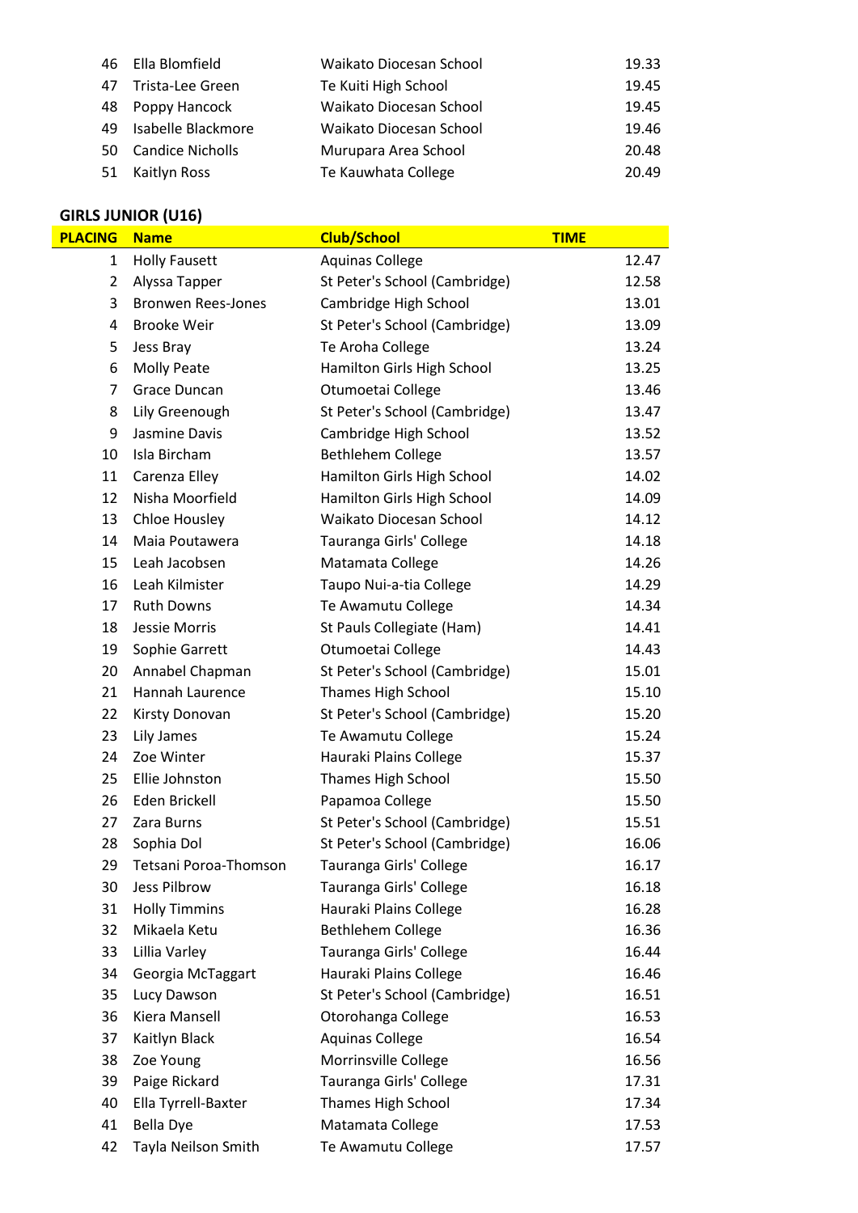| | | | |
|---|---|---|---|
| 46 | Ella Blomfield | Waikato Diocesan School | 19.33 |
| 47 | Trista-Lee Green | Te Kuiti High School | 19.45 |
| 48 | Poppy Hancock | Waikato Diocesan School | 19.45 |
| 49 | Isabelle Blackmore | Waikato Diocesan School | 19.46 |
| 50 | Candice Nicholls | Murupara Area School | 20.48 |
| 51 | Kaitlyn Ross | Te Kauwhata College | 20.49 |

**GIRLS JUNIOR (U16)**

| PLACING | Name | Club/School | TIME |
|---|---|---|---|
| 1 | Holly Fausett | Aquinas College | 12.47 |
| 2 | Alyssa Tapper | St Peter's School (Cambridge) | 12.58 |
| 3 | Bronwen Rees-Jones | Cambridge High School | 13.01 |
| 4 | Brooke Weir | St Peter's School (Cambridge) | 13.09 |
| 5 | Jess Bray | Te Aroha College | 13.24 |
| 6 | Molly Peate | Hamilton Girls High School | 13.25 |
| 7 | Grace Duncan | Otumoetai College | 13.46 |
| 8 | Lily Greenough | St Peter's School (Cambridge) | 13.47 |
| 9 | Jasmine Davis | Cambridge High School | 13.52 |
| 10 | Isla Bircham | Bethlehem College | 13.57 |
| 11 | Carenza Elley | Hamilton Girls High School | 14.02 |
| 12 | Nisha Moorfield | Hamilton Girls High School | 14.09 |
| 13 | Chloe Housley | Waikato Diocesan School | 14.12 |
| 14 | Maia Poutawera | Tauranga Girls' College | 14.18 |
| 15 | Leah Jacobsen | Matamata College | 14.26 |
| 16 | Leah Kilmister | Taupo Nui-a-tia College | 14.29 |
| 17 | Ruth Downs | Te Awamutu College | 14.34 |
| 18 | Jessie Morris | St Pauls Collegiate (Ham) | 14.41 |
| 19 | Sophie Garrett | Otumoetai College | 14.43 |
| 20 | Annabel Chapman | St Peter's School (Cambridge) | 15.01 |
| 21 | Hannah Laurence | Thames High School | 15.10 |
| 22 | Kirsty Donovan | St Peter's School (Cambridge) | 15.20 |
| 23 | Lily James | Te Awamutu College | 15.24 |
| 24 | Zoe Winter | Hauraki Plains College | 15.37 |
| 25 | Ellie Johnston | Thames High School | 15.50 |
| 26 | Eden Brickell | Papamoa College | 15.50 |
| 27 | Zara Burns | St Peter's School (Cambridge) | 15.51 |
| 28 | Sophia Dol | St Peter's School (Cambridge) | 16.06 |
| 29 | Tetsani Poroa-Thomson | Tauranga Girls' College | 16.17 |
| 30 | Jess Pilbrow | Tauranga Girls' College | 16.18 |
| 31 | Holly Timmins | Hauraki Plains College | 16.28 |
| 32 | Mikaela Ketu | Bethlehem College | 16.36 |
| 33 | Lillia Varley | Tauranga Girls' College | 16.44 |
| 34 | Georgia McTaggart | Hauraki Plains College | 16.46 |
| 35 | Lucy Dawson | St Peter's School (Cambridge) | 16.51 |
| 36 | Kiera Mansell | Otorohanga College | 16.53 |
| 37 | Kaitlyn Black | Aquinas College | 16.54 |
| 38 | Zoe Young | Morrinsville College | 16.56 |
| 39 | Paige Rickard | Tauranga Girls' College | 17.31 |
| 40 | Ella Tyrrell-Baxter | Thames High School | 17.34 |
| 41 | Bella Dye | Matamata College | 17.53 |
| 42 | Tayla Neilson Smith | Te Awamutu College | 17.57 |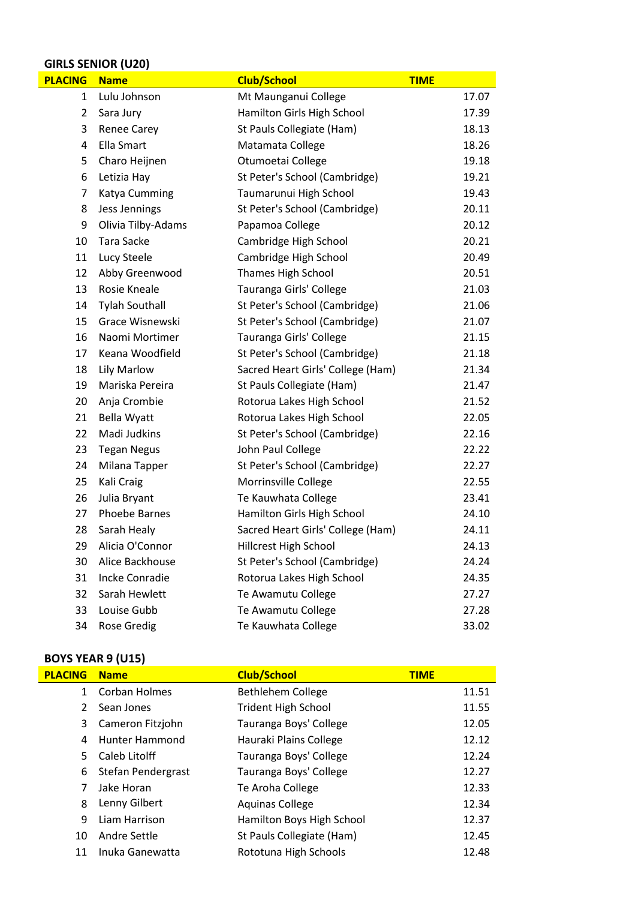### GIRLS SENIOR (U20)

| PLACING | Name | Club/School | TIME |
|---|---|---|---|
| 1 | Lulu Johnson | Mt Maunganui College | 17.07 |
| 2 | Sara Jury | Hamilton Girls High School | 17.39 |
| 3 | Renee Carey | St Pauls Collegiate (Ham) | 18.13 |
| 4 | Ella Smart | Matamata College | 18.26 |
| 5 | Charo Heijnen | Otumoetai College | 19.18 |
| 6 | Letizia Hay | St Peter's School (Cambridge) | 19.21 |
| 7 | Katya Cumming | Taumarunui High School | 19.43 |
| 8 | Jess Jennings | St Peter's School (Cambridge) | 20.11 |
| 9 | Olivia Tilby-Adams | Papamoa College | 20.12 |
| 10 | Tara Sacke | Cambridge High School | 20.21 |
| 11 | Lucy Steele | Cambridge High School | 20.49 |
| 12 | Abby Greenwood | Thames High School | 20.51 |
| 13 | Rosie Kneale | Tauranga Girls' College | 21.03 |
| 14 | Tylah Southall | St Peter's School (Cambridge) | 21.06 |
| 15 | Grace Wisnewski | St Peter's School (Cambridge) | 21.07 |
| 16 | Naomi Mortimer | Tauranga Girls' College | 21.15 |
| 17 | Keana Woodfield | St Peter's School (Cambridge) | 21.18 |
| 18 | Lily Marlow | Sacred Heart Girls' College (Ham) | 21.34 |
| 19 | Mariska Pereira | St Pauls Collegiate (Ham) | 21.47 |
| 20 | Anja Crombie | Rotorua Lakes High School | 21.52 |
| 21 | Bella Wyatt | Rotorua Lakes High School | 22.05 |
| 22 | Madi Judkins | St Peter's School (Cambridge) | 22.16 |
| 23 | Tegan Negus | John Paul College | 22.22 |
| 24 | Milana Tapper | St Peter's School (Cambridge) | 22.27 |
| 25 | Kali Craig | Morrinsville College | 22.55 |
| 26 | Julia Bryant | Te Kauwhata College | 23.41 |
| 27 | Phoebe Barnes | Hamilton Girls High School | 24.10 |
| 28 | Sarah Healy | Sacred Heart Girls' College (Ham) | 24.11 |
| 29 | Alicia O'Connor | Hillcrest High School | 24.13 |
| 30 | Alice Backhouse | St Peter's School (Cambridge) | 24.24 |
| 31 | Incke Conradie | Rotorua Lakes High School | 24.35 |
| 32 | Sarah Hewlett | Te Awamutu College | 27.27 |
| 33 | Louise Gubb | Te Awamutu College | 27.28 |
| 34 | Rose Gredig | Te Kauwhata College | 33.02 |

### BOYS YEAR 9 (U15)

| PLACING | Name | Club/School | TIME |
|---|---|---|---|
| 1 | Corban Holmes | Bethlehem College | 11.51 |
| 2 | Sean Jones | Trident High School | 11.55 |
| 3 | Cameron Fitzjohn | Tauranga Boys' College | 12.05 |
| 4 | Hunter Hammond | Hauraki Plains College | 12.12 |
| 5 | Caleb Litolff | Tauranga Boys' College | 12.24 |
| 6 | Stefan Pendergrast | Tauranga Boys' College | 12.27 |
| 7 | Jake Horan | Te Aroha College | 12.33 |
| 8 | Lenny Gilbert | Aquinas College | 12.34 |
| 9 | Liam Harrison | Hamilton Boys High School | 12.37 |
| 10 | Andre Settle | St Pauls Collegiate (Ham) | 12.45 |
| 11 | Inuka Ganewatta | Rototuna High Schools | 12.48 |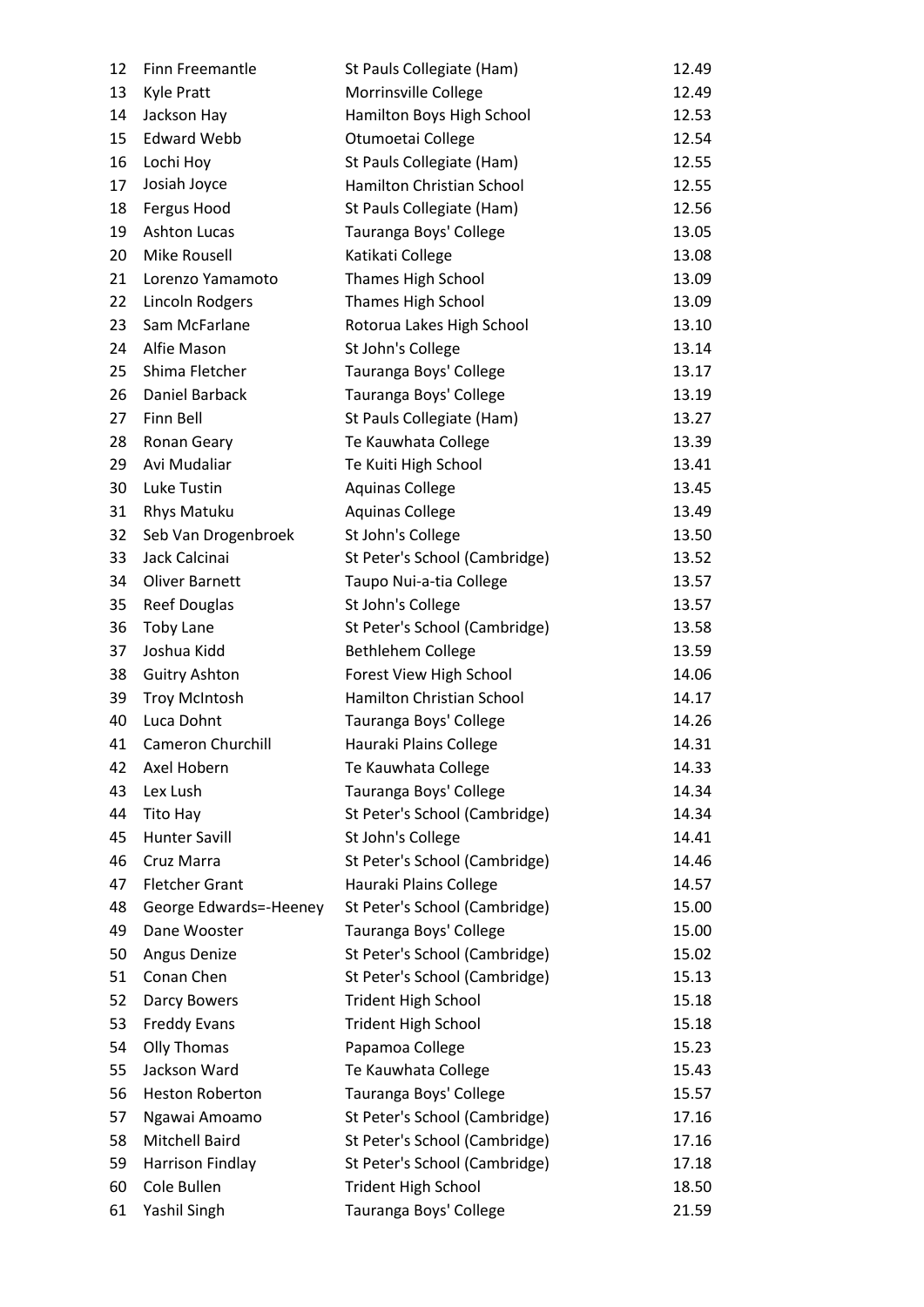| | | | |
|---|---|---|---|
| 12 | Finn Freemantle | St Pauls Collegiate (Ham) | 12.49 |
| 13 | Kyle Pratt | Morrinsville College | 12.49 |
| 14 | Jackson Hay | Hamilton Boys High School | 12.53 |
| 15 | Edward Webb | Otumoetai College | 12.54 |
| 16 | Lochi Hoy | St Pauls Collegiate (Ham) | 12.55 |
| 17 | Josiah Joyce | Hamilton Christian School | 12.55 |
| 18 | Fergus Hood | St Pauls Collegiate (Ham) | 12.56 |
| 19 | Ashton Lucas | Tauranga Boys' College | 13.05 |
| 20 | Mike Rousell | Katikati College | 13.08 |
| 21 | Lorenzo Yamamoto | Thames High School | 13.09 |
| 22 | Lincoln Rodgers | Thames High School | 13.09 |
| 23 | Sam McFarlane | Rotorua Lakes High School | 13.10 |
| 24 | Alfie Mason | St John's College | 13.14 |
| 25 | Shima Fletcher | Tauranga Boys' College | 13.17 |
| 26 | Daniel Barback | Tauranga Boys' College | 13.19 |
| 27 | Finn Bell | St Pauls Collegiate (Ham) | 13.27 |
| 28 | Ronan Geary | Te Kauwhata College | 13.39 |
| 29 | Avi Mudaliar | Te Kuiti High School | 13.41 |
| 30 | Luke Tustin | Aquinas College | 13.45 |
| 31 | Rhys Matuku | Aquinas College | 13.49 |
| 32 | Seb Van Drogenbroek | St John's College | 13.50 |
| 33 | Jack Calcinai | St Peter's School (Cambridge) | 13.52 |
| 34 | Oliver Barnett | Taupo Nui-a-tia College | 13.57 |
| 35 | Reef Douglas | St John's College | 13.57 |
| 36 | Toby Lane | St Peter's School (Cambridge) | 13.58 |
| 37 | Joshua Kidd | Bethlehem College | 13.59 |
| 38 | Guitry Ashton | Forest View High School | 14.06 |
| 39 | Troy McIntosh | Hamilton Christian School | 14.17 |
| 40 | Luca Dohnt | Tauranga Boys' College | 14.26 |
| 41 | Cameron Churchill | Hauraki Plains College | 14.31 |
| 42 | Axel Hobern | Te Kauwhata College | 14.33 |
| 43 | Lex Lush | Tauranga Boys' College | 14.34 |
| 44 | Tito Hay | St Peter's School (Cambridge) | 14.34 |
| 45 | Hunter Savill | St John's College | 14.41 |
| 46 | Cruz Marra | St Peter's School (Cambridge) | 14.46 |
| 47 | Fletcher Grant | Hauraki Plains College | 14.57 |
| 48 | George Edwards=-Heeney | St Peter's School (Cambridge) | 15.00 |
| 49 | Dane Wooster | Tauranga Boys' College | 15.00 |
| 50 | Angus Denize | St Peter's School (Cambridge) | 15.02 |
| 51 | Conan Chen | St Peter's School (Cambridge) | 15.13 |
| 52 | Darcy Bowers | Trident High School | 15.18 |
| 53 | Freddy Evans | Trident High School | 15.18 |
| 54 | Olly Thomas | Papamoa College | 15.23 |
| 55 | Jackson Ward | Te Kauwhata College | 15.43 |
| 56 | Heston Roberton | Tauranga Boys' College | 15.57 |
| 57 | Ngawai Amoamo | St Peter's School (Cambridge) | 17.16 |
| 58 | Mitchell Baird | St Peter's School (Cambridge) | 17.16 |
| 59 | Harrison Findlay | St Peter's School (Cambridge) | 17.18 |
| 60 | Cole Bullen | Trident High School | 18.50 |
| 61 | Yashil Singh | Tauranga Boys' College | 21.59 |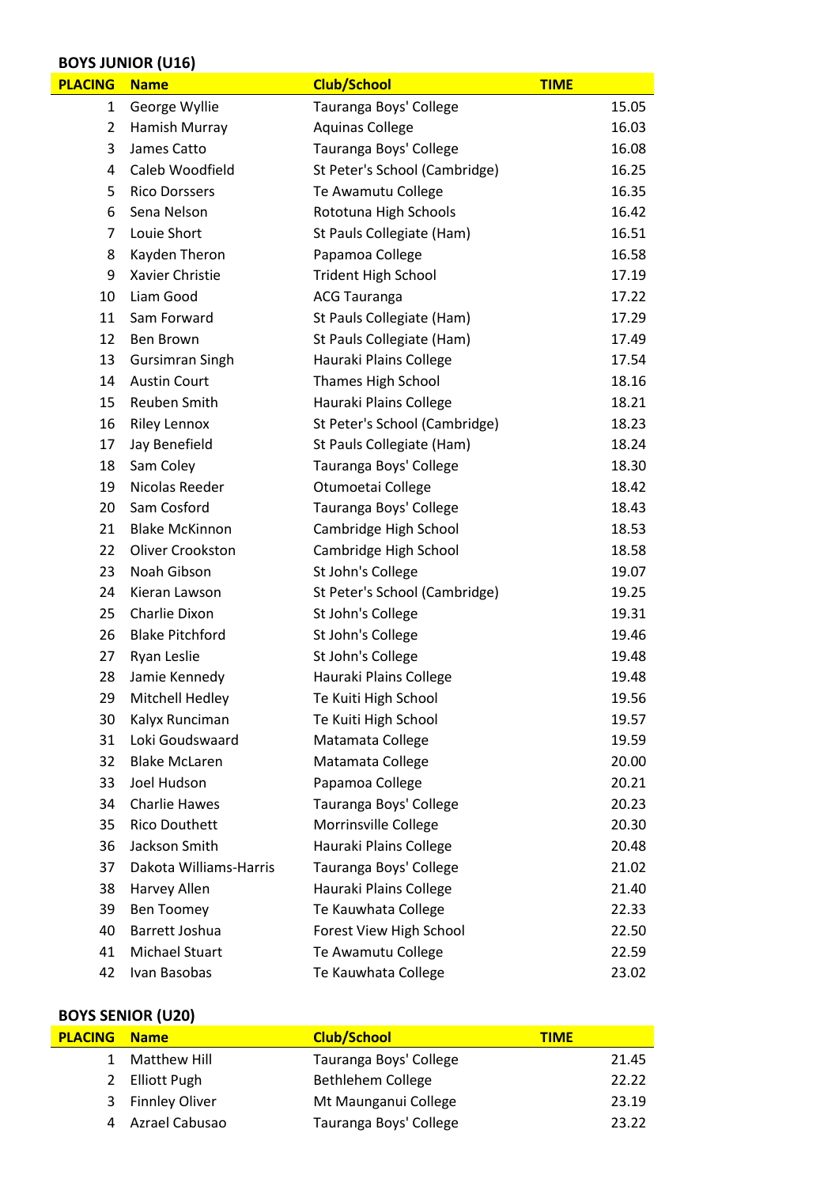## BOYS JUNIOR (U16)

| PLACING | Name | Club/School | TIME |
|---|---|---|---|
| 1 | George Wyllie | Tauranga Boys' College | 15.05 |
| 2 | Hamish Murray | Aquinas College | 16.03 |
| 3 | James Catto | Tauranga Boys' College | 16.08 |
| 4 | Caleb Woodfield | St Peter's School (Cambridge) | 16.25 |
| 5 | Rico Dorssers | Te Awamutu College | 16.35 |
| 6 | Sena Nelson | Rototuna High Schools | 16.42 |
| 7 | Louie Short | St Pauls Collegiate (Ham) | 16.51 |
| 8 | Kayden Theron | Papamoa College | 16.58 |
| 9 | Xavier Christie | Trident High School | 17.19 |
| 10 | Liam Good | ACG Tauranga | 17.22 |
| 11 | Sam Forward | St Pauls Collegiate (Ham) | 17.29 |
| 12 | Ben Brown | St Pauls Collegiate (Ham) | 17.49 |
| 13 | Gursimran Singh | Hauraki Plains College | 17.54 |
| 14 | Austin Court | Thames High School | 18.16 |
| 15 | Reuben Smith | Hauraki Plains College | 18.21 |
| 16 | Riley Lennox | St Peter's School (Cambridge) | 18.23 |
| 17 | Jay Benefield | St Pauls Collegiate (Ham) | 18.24 |
| 18 | Sam Coley | Tauranga Boys' College | 18.30 |
| 19 | Nicolas Reeder | Otumoetai College | 18.42 |
| 20 | Sam Cosford | Tauranga Boys' College | 18.43 |
| 21 | Blake McKinnon | Cambridge High School | 18.53 |
| 22 | Oliver Crookston | Cambridge High School | 18.58 |
| 23 | Noah Gibson | St John's College | 19.07 |
| 24 | Kieran Lawson | St Peter's School (Cambridge) | 19.25 |
| 25 | Charlie Dixon | St John's College | 19.31 |
| 26 | Blake Pitchford | St John's College | 19.46 |
| 27 | Ryan Leslie | St John's College | 19.48 |
| 28 | Jamie Kennedy | Hauraki Plains College | 19.48 |
| 29 | Mitchell Hedley | Te Kuiti High School | 19.56 |
| 30 | Kalyx Runciman | Te Kuiti High School | 19.57 |
| 31 | Loki Goudswaard | Matamata College | 19.59 |
| 32 | Blake McLaren | Matamata College | 20.00 |
| 33 | Joel Hudson | Papamoa College | 20.21 |
| 34 | Charlie Hawes | Tauranga Boys' College | 20.23 |
| 35 | Rico Douthett | Morrinsville College | 20.30 |
| 36 | Jackson Smith | Hauraki Plains College | 20.48 |
| 37 | Dakota Williams-Harris | Tauranga Boys' College | 21.02 |
| 38 | Harvey Allen | Hauraki Plains College | 21.40 |
| 39 | Ben Toomey | Te Kauwhata College | 22.33 |
| 40 | Barrett Joshua | Forest View High School | 22.50 |
| 41 | Michael Stuart | Te Awamutu College | 22.59 |
| 42 | Ivan Basobas | Te Kauwhata College | 23.02 |

## BOYS SENIOR (U20)

| PLACING | Name | Club/School | TIME |
|---|---|---|---|
| 1 | Matthew Hill | Tauranga Boys' College | 21.45 |
| 2 | Elliott Pugh | Bethlehem College | 22.22 |
| 3 | Finnley Oliver | Mt Maunganui College | 23.19 |
| 4 | Azrael Cabusao | Tauranga Boys' College | 23.22 |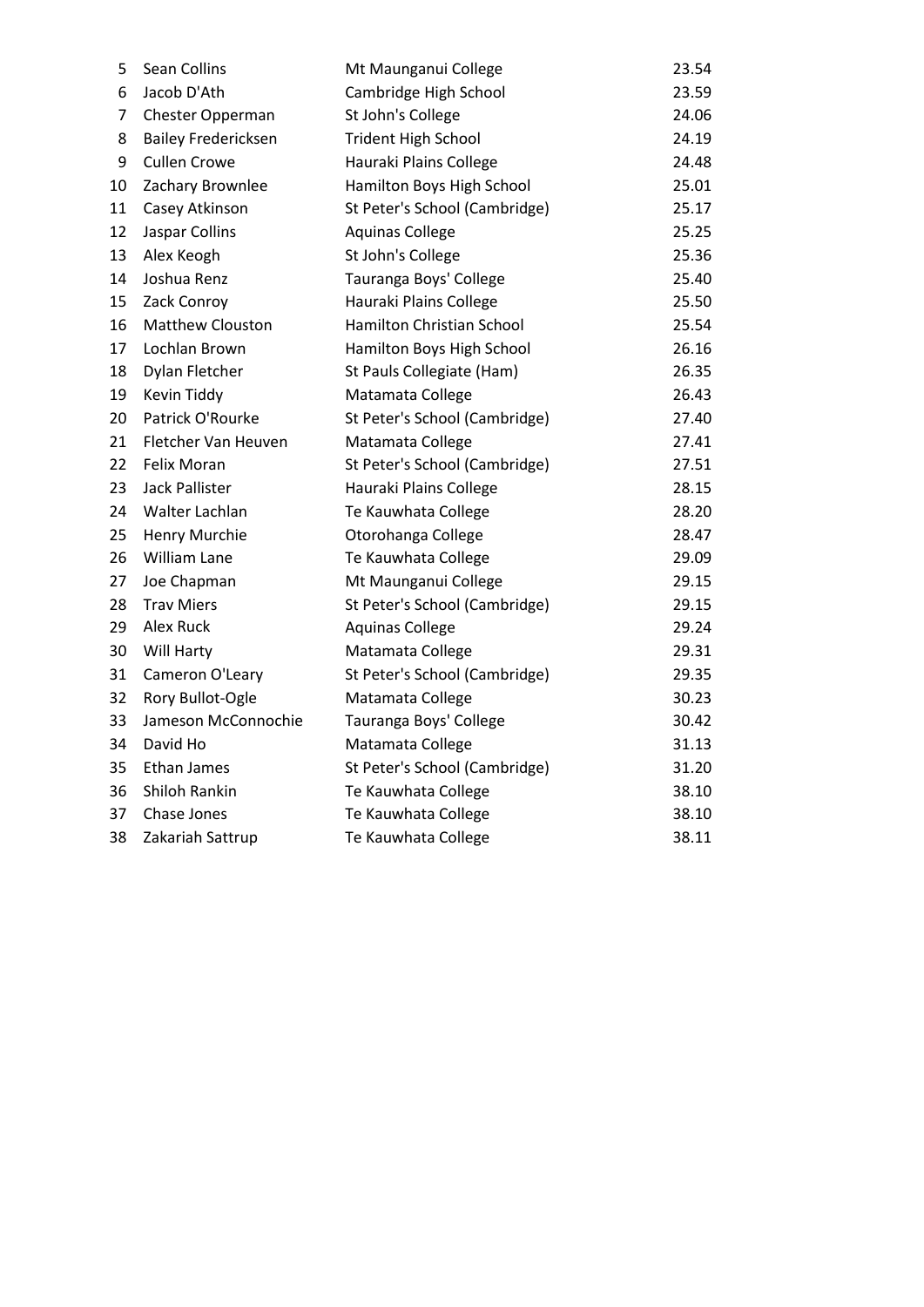| | | | |
|---|---|---|---|
| 5 | Sean Collins | Mt Maunganui College | 23.54 |
| 6 | Jacob D'Ath | Cambridge High School | 23.59 |
| 7 | Chester Opperman | St John's College | 24.06 |
| 8 | Bailey Fredericksen | Trident High School | 24.19 |
| 9 | Cullen Crowe | Hauraki Plains College | 24.48 |
| 10 | Zachary Brownlee | Hamilton Boys High School | 25.01 |
| 11 | Casey Atkinson | St Peter's School (Cambridge) | 25.17 |
| 12 | Jaspar Collins | Aquinas College | 25.25 |
| 13 | Alex Keogh | St John's College | 25.36 |
| 14 | Joshua Renz | Tauranga Boys' College | 25.40 |
| 15 | Zack Conroy | Hauraki Plains College | 25.50 |
| 16 | Matthew Clouston | Hamilton Christian School | 25.54 |
| 17 | Lochlan Brown | Hamilton Boys High School | 26.16 |
| 18 | Dylan Fletcher | St Pauls Collegiate (Ham) | 26.35 |
| 19 | Kevin Tiddy | Matamata College | 26.43 |
| 20 | Patrick O'Rourke | St Peter's School (Cambridge) | 27.40 |
| 21 | Fletcher Van Heuven | Matamata College | 27.41 |
| 22 | Felix Moran | St Peter's School (Cambridge) | 27.51 |
| 23 | Jack Pallister | Hauraki Plains College | 28.15 |
| 24 | Walter Lachlan | Te Kauwhata College | 28.20 |
| 25 | Henry Murchie | Otorohanga College | 28.47 |
| 26 | William Lane | Te Kauwhata College | 29.09 |
| 27 | Joe Chapman | Mt Maunganui College | 29.15 |
| 28 | Trav Miers | St Peter's School (Cambridge) | 29.15 |
| 29 | Alex Ruck | Aquinas College | 29.24 |
| 30 | Will Harty | Matamata College | 29.31 |
| 31 | Cameron O'Leary | St Peter's School (Cambridge) | 29.35 |
| 32 | Rory Bullot-Ogle | Matamata College | 30.23 |
| 33 | Jameson McConnochie | Tauranga Boys' College | 30.42 |
| 34 | David Ho | Matamata College | 31.13 |
| 35 | Ethan James | St Peter's School (Cambridge) | 31.20 |
| 36 | Shiloh Rankin | Te Kauwhata College | 38.10 |
| 37 | Chase Jones | Te Kauwhata College | 38.10 |
| 38 | Zakariah Sattrup | Te Kauwhata College | 38.11 |